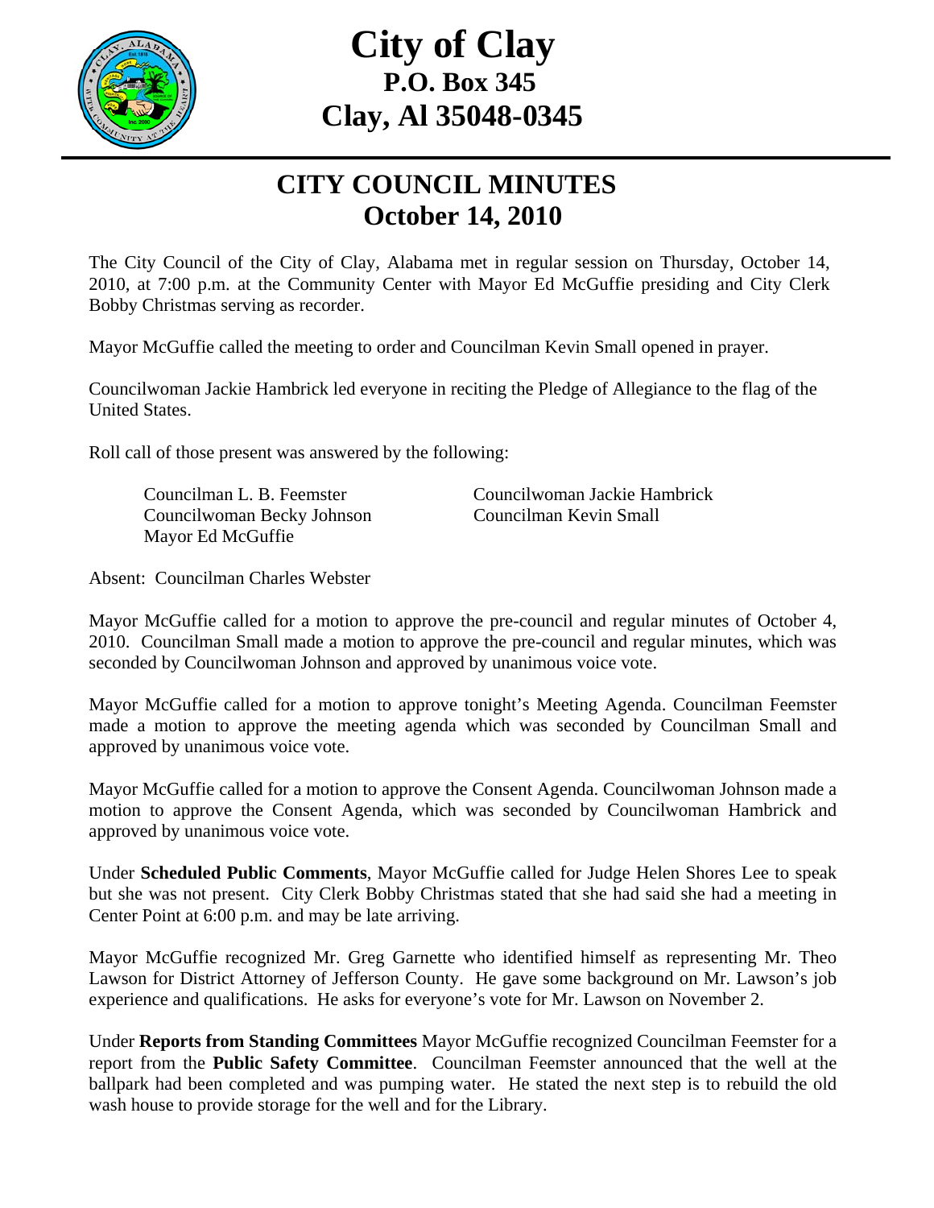# City of Clay
## P.O. Box 345
## Clay, Al 35048-0345

## CITY COUNCIL MINUTES
## October 14, 2010

The City Council of the City of Clay, Alabama met in regular session on Thursday, October 14, 2010, at 7:00 p.m. at the Community Center with Mayor Ed McGuffie presiding and City Clerk Bobby Christmas serving as recorder.

Mayor McGuffie called the meeting to order and Councilman Kevin Small opened in prayer.

Councilwoman Jackie Hambrick led everyone in reciting the Pledge of Allegiance to the flag of the United States.

Roll call of those present was answered by the following:

Councilman L. B. Feemster
Councilwoman Jackie Hambrick
Councilwoman Becky Johnson
Councilman Kevin Small
Mayor Ed McGuffie

Absent: Councilman Charles Webster

Mayor McGuffie called for a motion to approve the pre-council and regular minutes of October 4, 2010. Councilman Small made a motion to approve the pre-council and regular minutes, which was seconded by Councilwoman Johnson and approved by unanimous voice vote.

Mayor McGuffie called for a motion to approve tonight's Meeting Agenda. Councilman Feemster made a motion to approve the meeting agenda which was seconded by Councilman Small and approved by unanimous voice vote.

Mayor McGuffie called for a motion to approve the Consent Agenda. Councilwoman Johnson made a motion to approve the Consent Agenda, which was seconded by Councilwoman Hambrick and approved by unanimous voice vote.

Under **Scheduled Public Comments**, Mayor McGuffie called for Judge Helen Shores Lee to speak but she was not present. City Clerk Bobby Christmas stated that she had said she had a meeting in Center Point at 6:00 p.m. and may be late arriving.

Mayor McGuffie recognized Mr. Greg Garnette who identified himself as representing Mr. Theo Lawson for District Attorney of Jefferson County. He gave some background on Mr. Lawson's job experience and qualifications. He asks for everyone's vote for Mr. Lawson on November 2.

Under **Reports from Standing Committees** Mayor McGuffie recognized Councilman Feemster for a report from the **Public Safety Committee**. Councilman Feemster announced that the well at the ballpark had been completed and was pumping water. He stated the next step is to rebuild the old wash house to provide storage for the well and for the Library.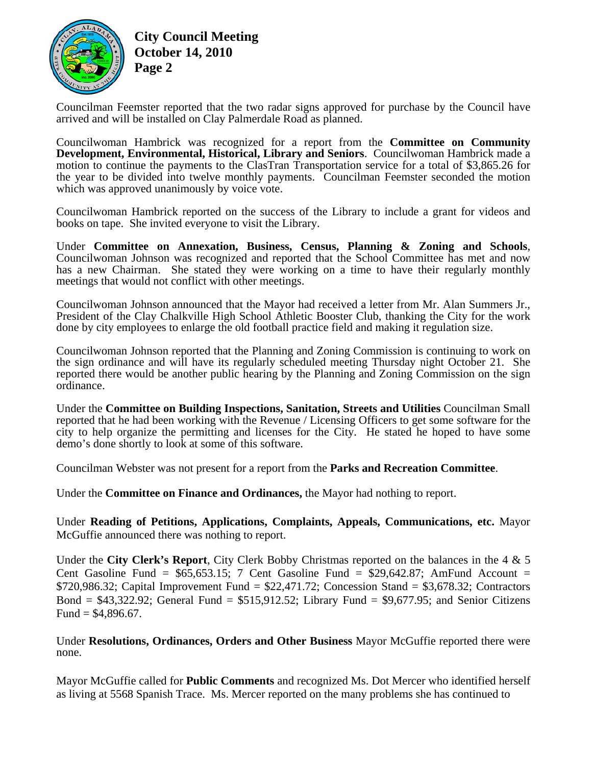Councilman Feemster reported that the two radar signs approved for purchase by the Council have arrived and will be installed on Clay Palmerdale Road as planned.

Councilwoman Hambrick was recognized for a report from the **Committee on Community Development, Environmental, Historical, Library and Seniors**. Councilwoman Hambrick made a motion to continue the payments to the ClasTran Transportation service for a total of $3,865.26 for the year to be divided into twelve monthly payments. Councilman Feemster seconded the motion which was approved unanimously by voice vote.

Councilwoman Hambrick reported on the success of the Library to include a grant for videos and books on tape. She invited everyone to visit the Library.

Under **Committee on Annexation, Business, Census, Planning & Zoning and Schools**, Councilwoman Johnson was recognized and reported that the School Committee has met and now has a new Chairman. She stated they were working on a time to have their regularly monthly meetings that would not conflict with other meetings.

Councilwoman Johnson announced that the Mayor had received a letter from Mr. Alan Summers Jr., President of the Clay Chalkville High School Athletic Booster Club, thanking the City for the work done by city employees to enlarge the old football practice field and making it regulation size.

Councilwoman Johnson reported that the Planning and Zoning Commission is continuing to work on the sign ordinance and will have its regularly scheduled meeting Thursday night October 21. She reported there would be another public hearing by the Planning and Zoning Commission on the sign ordinance.

Under the **Committee on Building Inspections, Sanitation, Streets and Utilities** Councilman Small reported that he had been working with the Revenue / Licensing Officers to get some software for the city to help organize the permitting and licenses for the City. He stated he hoped to have some demo's done shortly to look at some of this software.

Councilman Webster was not present for a report from the **Parks and Recreation Committee**.

Under the **Committee on Finance and Ordinances,** the Mayor had nothing to report.

Under **Reading of Petitions, Applications, Complaints, Appeals, Communications, etc.** Mayor McGuffie announced there was nothing to report.

Under the **City Clerk's Report**, City Clerk Bobby Christmas reported on the balances in the 4 & 5 Cent Gasoline Fund = $65,653.15; 7 Cent Gasoline Fund = $29,642.87; AmFund Account = $720,986.32; Capital Improvement Fund = $22,471.72; Concession Stand = $3,678.32; Contractors Bond = $43,322.92; General Fund = $515,912.52; Library Fund = $9,677.95; and Senior Citizens Fund = $4,896.67.

Under **Resolutions, Ordinances, Orders and Other Business** Mayor McGuffie reported there were none.

Mayor McGuffie called for **Public Comments** and recognized Ms. Dot Mercer who identified herself as living at 5568 Spanish Trace. Ms. Mercer reported on the many problems she has continued to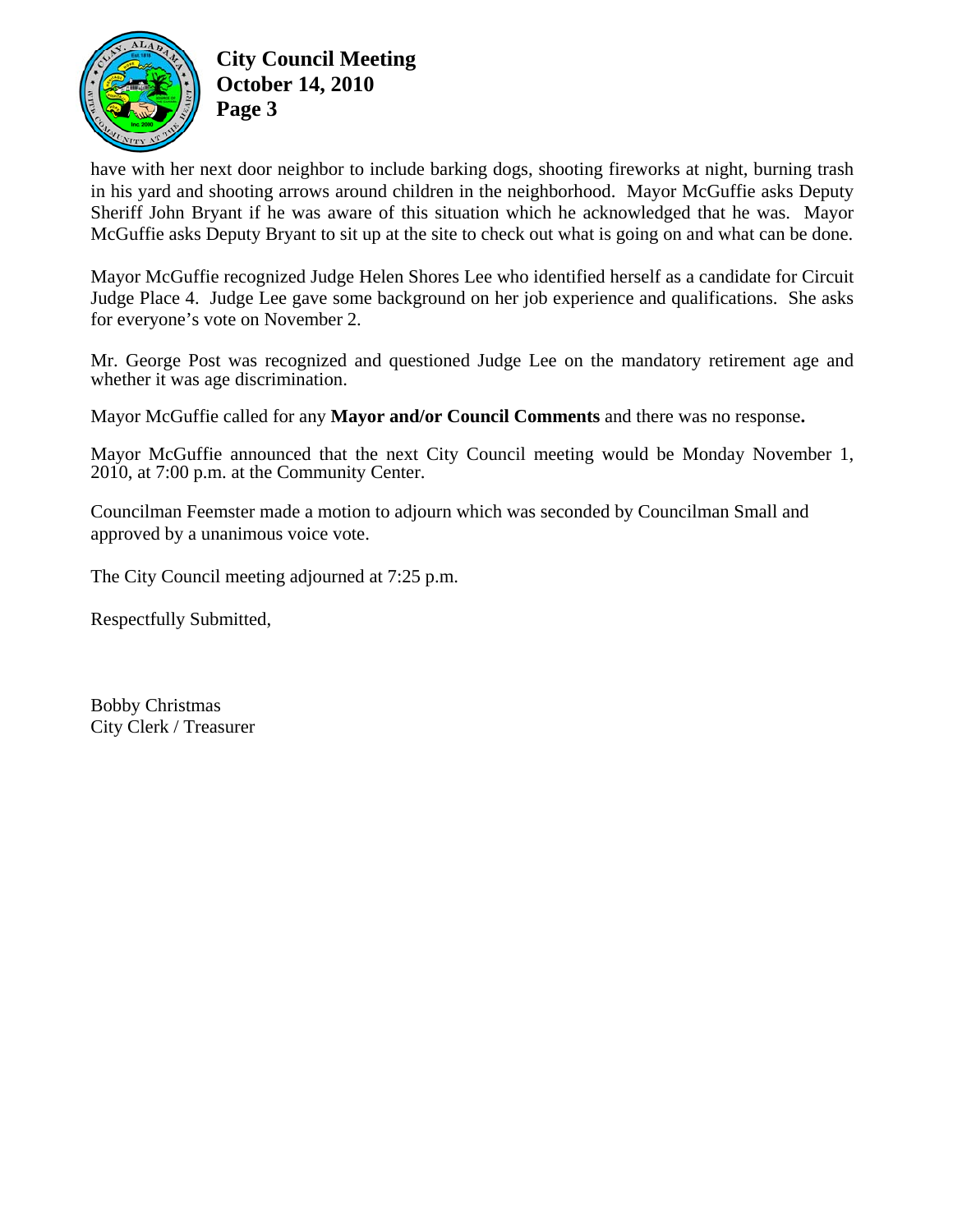have with her next door neighbor to include barking dogs, shooting fireworks at night, burning trash in his yard and shooting arrows around children in the neighborhood. Mayor McGuffie asks Deputy Sheriff John Bryant if he was aware of this situation which he acknowledged that he was. Mayor McGuffie asks Deputy Bryant to sit up at the site to check out what is going on and what can be done.

Mayor McGuffie recognized Judge Helen Shores Lee who identified herself as a candidate for Circuit Judge Place 4. Judge Lee gave some background on her job experience and qualifications. She asks for everyone's vote on November 2.

Mr. George Post was recognized and questioned Judge Lee on the mandatory retirement age and whether it was age discrimination.

Mayor McGuffie called for any **Mayor and/or Council Comments** and there was no response**.**

Mayor McGuffie announced that the next City Council meeting would be Monday November 1, 2010, at 7:00 p.m. at the Community Center.

Councilman Feemster made a motion to adjourn which was seconded by Councilman Small and approved by a unanimous voice vote.

The City Council meeting adjourned at 7:25 p.m.

Respectfully Submitted,

Bobby Christmas
City Clerk / Treasurer